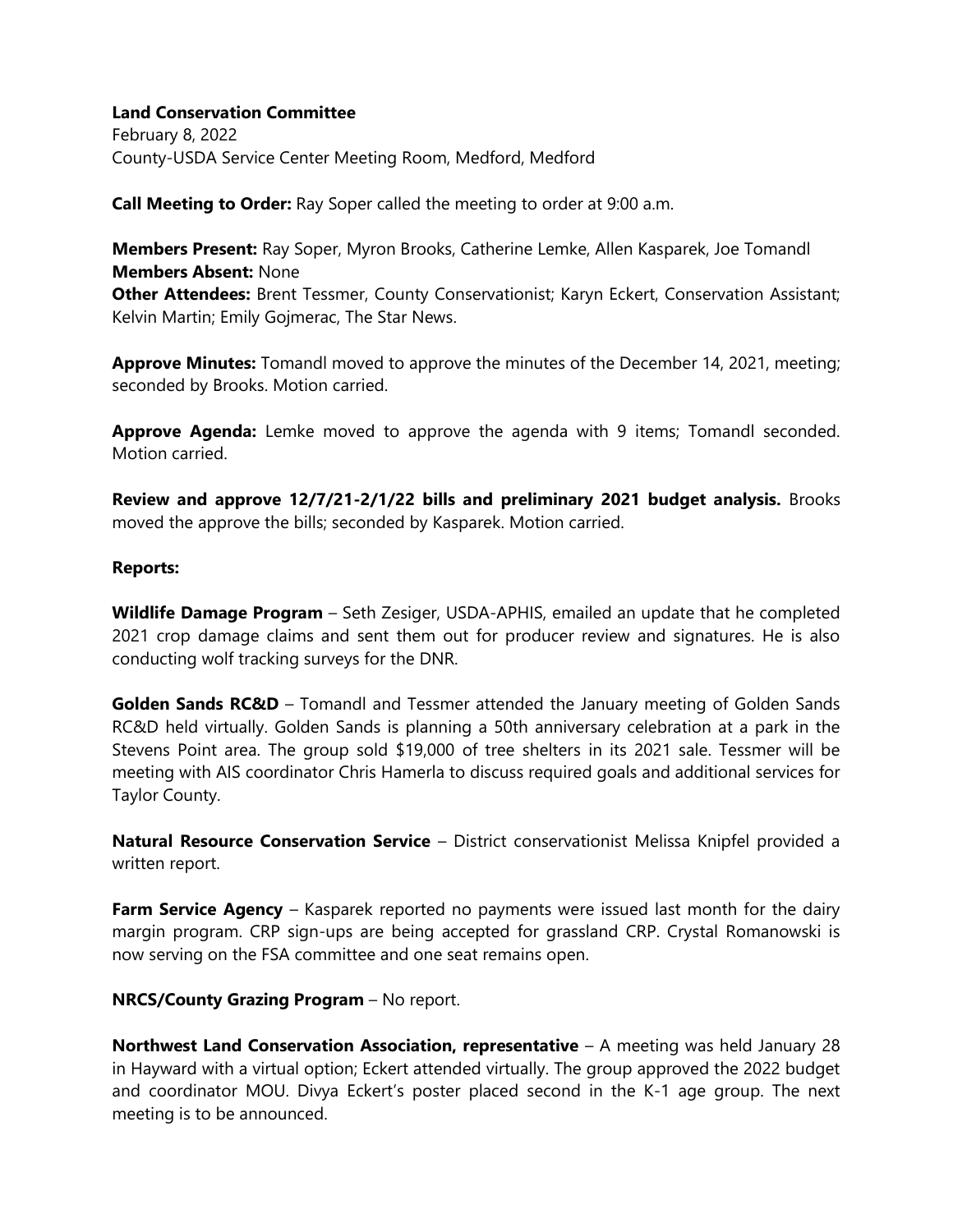**Land Conservation Committee**
February 8, 2022
County-USDA Service Center Meeting Room, Medford, Medford

**Call Meeting to Order:** Ray Soper called the meeting to order at 9:00 a.m.

**Members Present:** Ray Soper, Myron Brooks, Catherine Lemke, Allen Kasparek, Joe Tomandl
**Members Absent:** None
**Other Attendees:** Brent Tessmer, County Conservationist; Karyn Eckert, Conservation Assistant; Kelvin Martin; Emily Gojmerac, The Star News.

**Approve Minutes:** Tomandl moved to approve the minutes of the December 14, 2021, meeting; seconded by Brooks. Motion carried.

**Approve Agenda:** Lemke moved to approve the agenda with 9 items; Tomandl seconded. Motion carried.

**Review and approve 12/7/21-2/1/22 bills and preliminary 2021 budget analysis.** Brooks moved the approve the bills; seconded by Kasparek. Motion carried.

**Reports:**

**Wildlife Damage Program** – Seth Zesiger, USDA-APHIS, emailed an update that he completed 2021 crop damage claims and sent them out for producer review and signatures. He is also conducting wolf tracking surveys for the DNR.

**Golden Sands RC&D** – Tomandl and Tessmer attended the January meeting of Golden Sands RC&D held virtually. Golden Sands is planning a 50th anniversary celebration at a park in the Stevens Point area. The group sold $19,000 of tree shelters in its 2021 sale. Tessmer will be meeting with AIS coordinator Chris Hamerla to discuss required goals and additional services for Taylor County.

**Natural Resource Conservation Service** – District conservationist Melissa Knipfel provided a written report.

**Farm Service Agency** – Kasparek reported no payments were issued last month for the dairy margin program. CRP sign-ups are being accepted for grassland CRP. Crystal Romanowski is now serving on the FSA committee and one seat remains open.

**NRCS/County Grazing Program** – No report.

**Northwest Land Conservation Association, representative** – A meeting was held January 28 in Hayward with a virtual option; Eckert attended virtually. The group approved the 2022 budget and coordinator MOU. Divya Eckert's poster placed second in the K-1 age group. The next meeting is to be announced.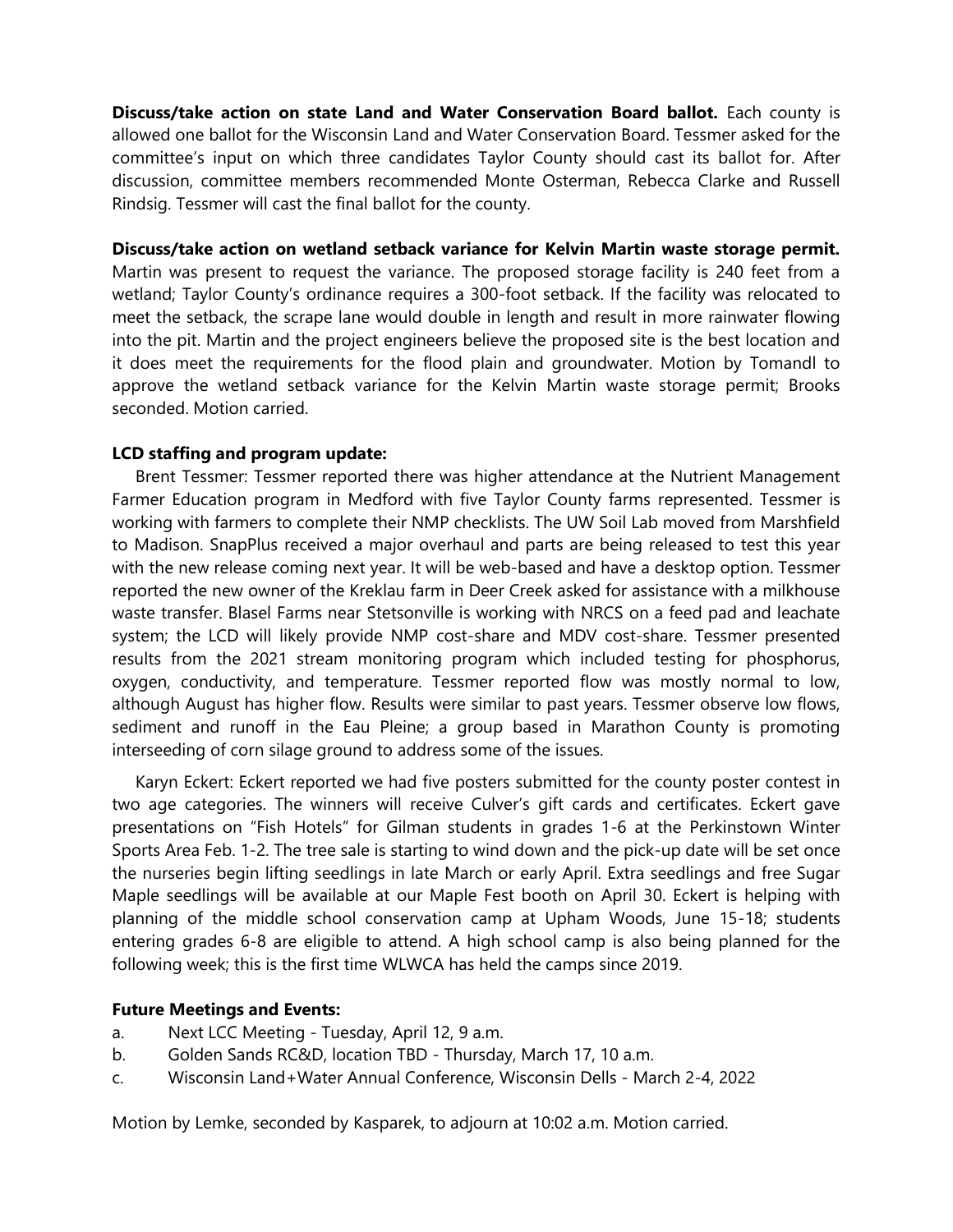**Discuss/take action on state Land and Water Conservation Board ballot.** Each county is allowed one ballot for the Wisconsin Land and Water Conservation Board. Tessmer asked for the committee's input on which three candidates Taylor County should cast its ballot for. After discussion, committee members recommended Monte Osterman, Rebecca Clarke and Russell Rindsig. Tessmer will cast the final ballot for the county.

**Discuss/take action on wetland setback variance for Kelvin Martin waste storage permit.** Martin was present to request the variance. The proposed storage facility is 240 feet from a wetland; Taylor County's ordinance requires a 300-foot setback. If the facility was relocated to meet the setback, the scrape lane would double in length and result in more rainwater flowing into the pit. Martin and the project engineers believe the proposed site is the best location and it does meet the requirements for the flood plain and groundwater. Motion by Tomandl to approve the wetland setback variance for the Kelvin Martin waste storage permit; Brooks seconded. Motion carried.

**LCD staffing and program update:**

Brent Tessmer: Tessmer reported there was higher attendance at the Nutrient Management Farmer Education program in Medford with five Taylor County farms represented. Tessmer is working with farmers to complete their NMP checklists. The UW Soil Lab moved from Marshfield to Madison. SnapPlus received a major overhaul and parts are being released to test this year with the new release coming next year. It will be web-based and have a desktop option. Tessmer reported the new owner of the Kreklau farm in Deer Creek asked for assistance with a milkhouse waste transfer. Blasel Farms near Stetsonville is working with NRCS on a feed pad and leachate system; the LCD will likely provide NMP cost-share and MDV cost-share. Tessmer presented results from the 2021 stream monitoring program which included testing for phosphorus, oxygen, conductivity, and temperature. Tessmer reported flow was mostly normal to low, although August has higher flow. Results were similar to past years. Tessmer observe low flows, sediment and runoff in the Eau Pleine; a group based in Marathon County is promoting interseeding of corn silage ground to address some of the issues.

Karyn Eckert: Eckert reported we had five posters submitted for the county poster contest in two age categories. The winners will receive Culver's gift cards and certificates. Eckert gave presentations on "Fish Hotels" for Gilman students in grades 1-6 at the Perkinstown Winter Sports Area Feb. 1-2. The tree sale is starting to wind down and the pick-up date will be set once the nurseries begin lifting seedlings in late March or early April. Extra seedlings and free Sugar Maple seedlings will be available at our Maple Fest booth on April 30. Eckert is helping with planning of the middle school conservation camp at Upham Woods, June 15-18; students entering grades 6-8 are eligible to attend. A high school camp is also being planned for the following week; this is the first time WLWCA has held the camps since 2019.

**Future Meetings and Events:**

a. Next LCC Meeting - Tuesday, April 12, 9 a.m.
b. Golden Sands RC&D, location TBD - Thursday, March 17, 10 a.m.
c. Wisconsin Land+Water Annual Conference, Wisconsin Dells - March 2-4, 2022

Motion by Lemke, seconded by Kasparek, to adjourn at 10:02 a.m. Motion carried.